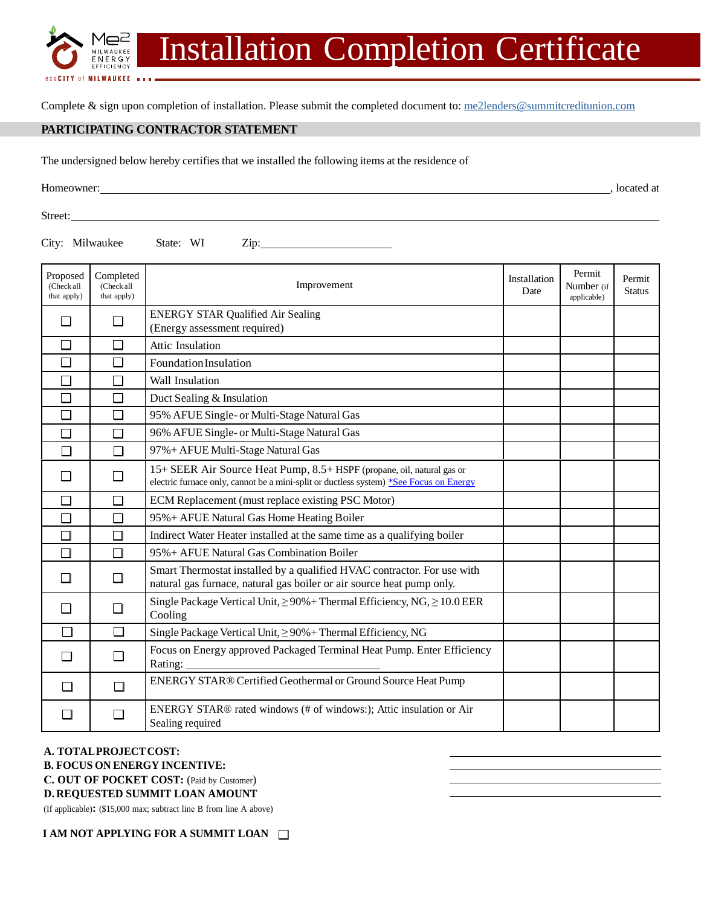# Installation Completion Certificate

Complete & sign upon completion of installation. Please submit the completed document to: me2lenders@summitcreditunion.com

## PARTICIPATING CONTRACTOR STATEMENT

The undersigned below hereby certifies that we installed the following items at the residence of

Homeowner:\_\_\_\_\_\_\_\_\_\_\_\_\_\_\_\_\_\_\_\_\_\_\_\_\_\_\_\_\_\_\_\_\_\_\_\_\_\_\_\_\_\_\_\_, located at

Street:\_\_\_\_\_\_\_\_\_\_\_\_\_\_\_\_\_\_\_\_\_\_\_\_\_\_\_\_\_\_\_\_\_\_\_\_\_\_\_\_\_\_\_\_

City: Milwaukee State: WI Zip:\_\_\_\_\_\_\_\_\_\_\_\_\_\_\_\_

| Proposed (Check all that apply) | Completed (Check all that apply) | Improvement | Installation Date | Permit Number (if applicable) | Permit Status |
|---|---|---|---|---|---|
| ☐ | ☐ | ENERGY STAR Qualified Air Sealing (Energy assessment required) | | | |
| ☐ | ☐ | Attic Insulation | | | |
| ☐ | ☐ | Foundation Insulation | | | |
| ☐ | ☐ | Wall Insulation | | | |
| ☐ | ☐ | Duct Sealing & Insulation | | | |
| ☐ | ☐ | 95% AFUE Single- or Multi-Stage Natural Gas | | | |
| ☐ | ☐ | 96% AFUE Single- or Multi-Stage Natural Gas | | | |
| ☐ | ☐ | 97%+ AFUE Multi-Stage Natural Gas | | | |
| ☐ | ☐ | 15+ SEER Air Source Heat Pump, 8.5+ HSPF (propane, oil, natural gas or electric furnace only, cannot be a mini-split or ductless system) *See Focus on Energy | | | |
| ☐ | ☐ | ECM Replacement (must replace existing PSC Motor) | | | |
| ☐ | ☐ | 95%+ AFUE Natural Gas Home Heating Boiler | | | |
| ☐ | ☐ | Indirect Water Heater installed at the same time as a qualifying boiler | | | |
| ☐ | ☐ | 95%+ AFUE Natural Gas Combination Boiler | | | |
| ☐ | ☐ | Smart Thermostat installed by a qualified HVAC contractor. For use with natural gas furnace, natural gas boiler or air source heat pump only. | | | |
| ☐ | ☐ | Single Package Vertical Unit, ≥ 90%+ Thermal Efficiency, NG, ≥ 10.0 EER Cooling | | | |
| ☐ | ☐ | Single Package Vertical Unit, ≥ 90%+ Thermal Efficiency, NG | | | |
| ☐ | ☐ | Focus on Energy approved Packaged Terminal Heat Pump. Enter Efficiency Rating: \_\_\_\_\_\_\_\_\_\_\_\_ | | | |
| ☐ | ☐ | ENERGY STAR® Certified Geothermal or Ground Source Heat Pump | | | |
| ☐ | ☐ | ENERGY STAR® rated windows (# of windows:); Attic insulation or Air Sealing required | | | |

**A. TOTAL PROJECT COST:** \_\_\_\_\_\_\_\_\_\_\_\_\_\_\_\_

**B. FOCUS ON ENERGY INCENTIVE:** \_\_\_\_\_\_\_\_\_\_\_\_\_\_\_\_

**C. OUT OF POCKET COST:** (Paid by Customer) \_\_\_\_\_\_\_\_\_\_\_\_\_\_\_\_

**D. REQUESTED SUMMIT LOAN AMOUNT** (If applicable)**:** ($15,000 max; subtract line B from line A above) \_\_\_\_\_\_\_\_\_\_\_\_\_\_\_\_

**I AM NOT APPLYING FOR A SUMMIT LOAN** ☐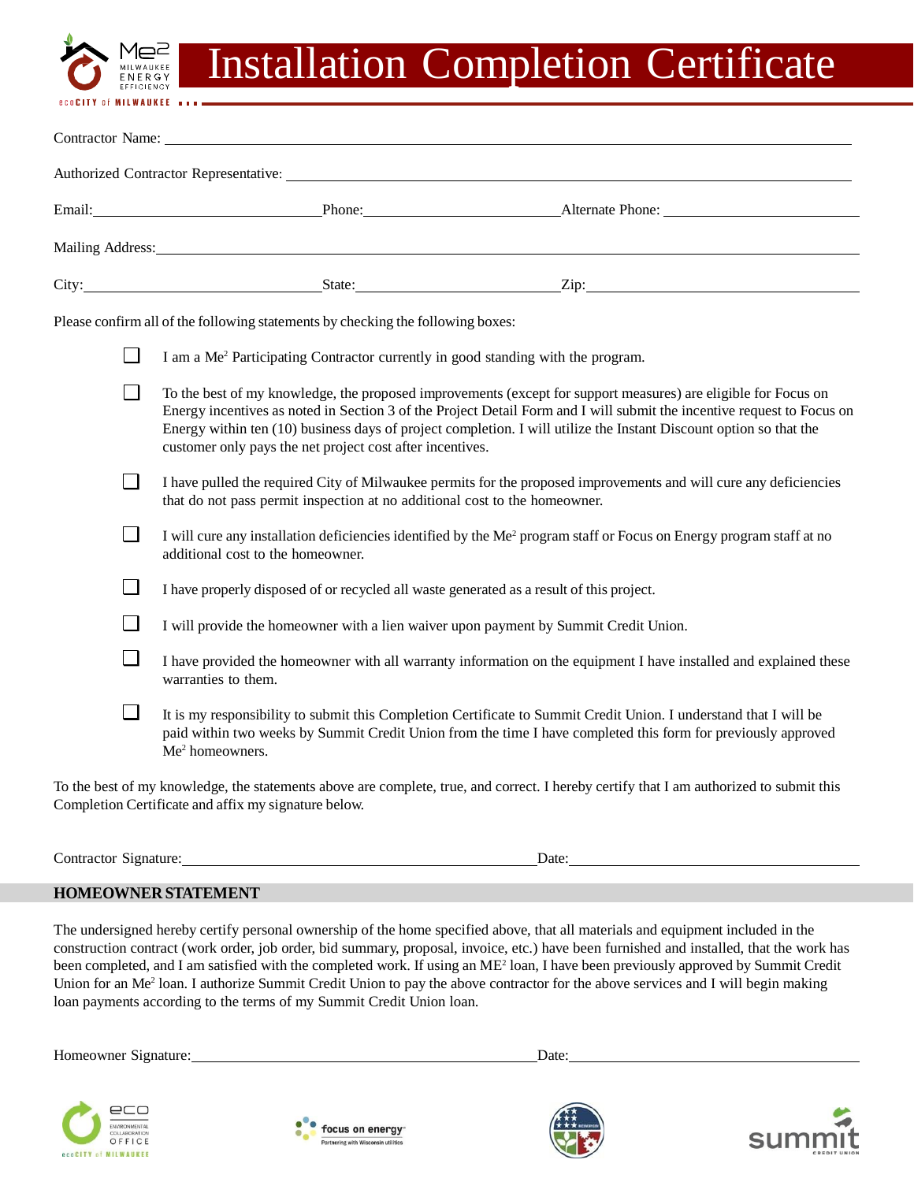# Installation Completion Certificate

Contractor Name: ______________________________________________

Authorized Contractor Representative: ______________________________________________

Email: ____________________ Phone: ____________________ Alternate Phone: ____________________

Mailing Address: ______________________________________________

City: ____________________ State: ____________________ Zip: ____________________

Please confirm all of the following statements by checking the following boxes:

- ☐ I am a Me² Participating Contractor currently in good standing with the program.
- ☐ To the best of my knowledge, the proposed improvements (except for support measures) are eligible for Focus on Energy incentives as noted in Section 3 of the Project Detail Form and I will submit the incentive request to Focus on Energy within ten (10) business days of project completion. I will utilize the Instant Discount option so that the customer only pays the net project cost after incentives.
- ☐ I have pulled the required City of Milwaukee permits for the proposed improvements and will cure any deficiencies that do not pass permit inspection at no additional cost to the homeowner.
- ☐ I will cure any installation deficiencies identified by the Me² program staff or Focus on Energy program staff at no additional cost to the homeowner.
- ☐ I have properly disposed of or recycled all waste generated as a result of this project.
- ☐ I will provide the homeowner with a lien waiver upon payment by Summit Credit Union.
- ☐ I have provided the homeowner with all warranty information on the equipment I have installed and explained these warranties to them.
- ☐ It is my responsibility to submit this Completion Certificate to Summit Credit Union. I understand that I will be paid within two weeks by Summit Credit Union from the time I have completed this form for previously approved Me² homeowners.

To the best of my knowledge, the statements above are complete, true, and correct. I hereby certify that I am authorized to submit this Completion Certificate and affix my signature below.

Contractor Signature: ______________________________ Date: ____________________

## HOMEOWNER STATEMENT

The undersigned hereby certify personal ownership of the home specified above, that all materials and equipment included in the construction contract (work order, job order, bid summary, proposal, invoice, etc.) have been furnished and installed, that the work has been completed, and I am satisfied with the completed work. If using an ME² loan, I have been previously approved by Summit Credit Union for an Me² loan. I authorize Summit Credit Union to pay the above contractor for the above services and I will begin making loan payments according to the terms of my Summit Credit Union loan.

Homeowner Signature: ______________________________ Date: ____________________